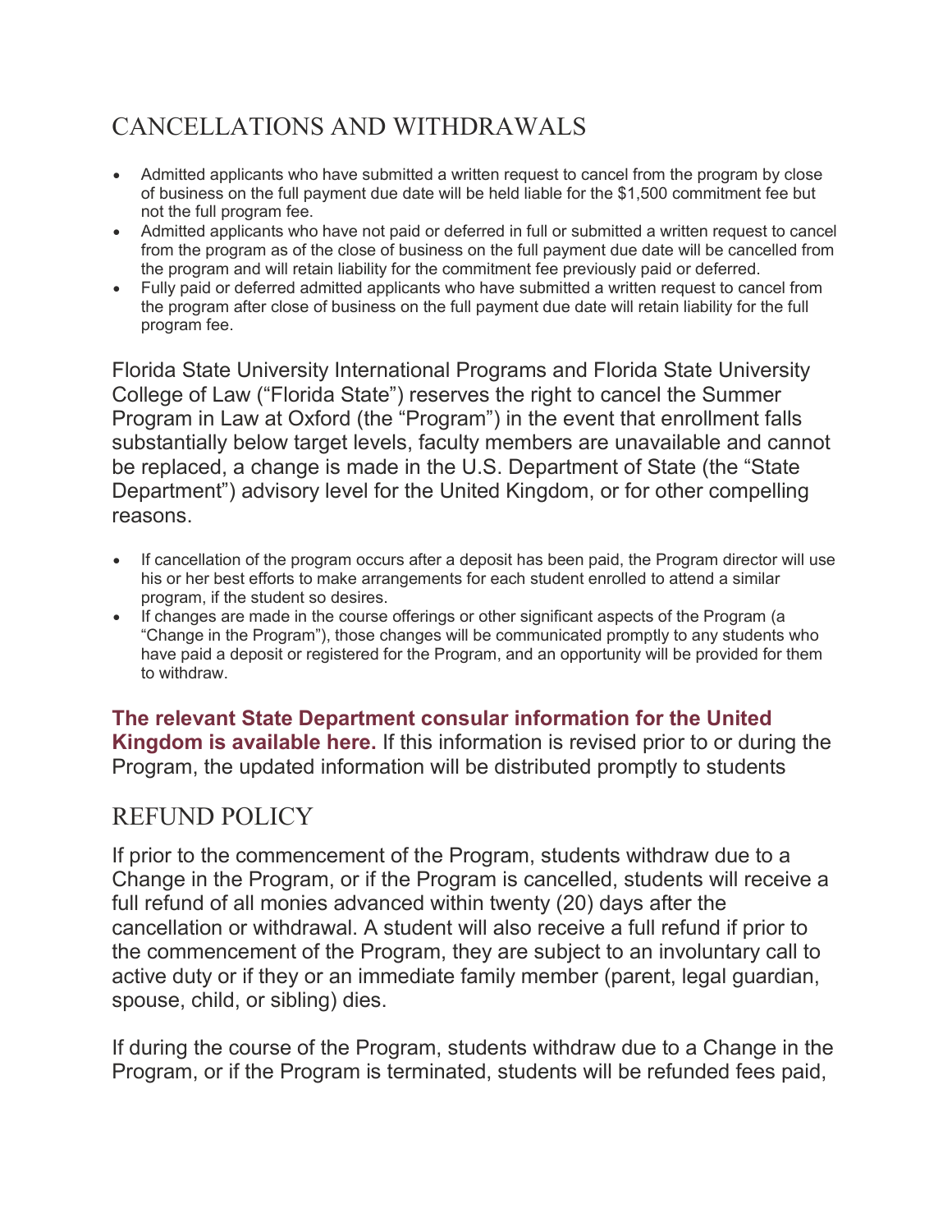## CANCELLATIONS AND WITHDRAWALS

- Admitted applicants who have submitted a written request to cancel from the program by close of business on the full payment due date will be held liable for the $1,500 commitment fee but not the full program fee.
- Admitted applicants who have not paid or deferred in full or submitted a written request to cancel from the program as of the close of business on the full payment due date will be cancelled from the program and will retain liability for the commitment fee previously paid or deferred.
- Fully paid or deferred admitted applicants who have submitted a written request to cancel from the program after close of business on the full payment due date will retain liability for the full program fee.

Florida State University International Programs and Florida State University College of Law ("Florida State") reserves the right to cancel the Summer Program in Law at Oxford (the "Program") in the event that enrollment falls substantially below target levels, faculty members are unavailable and cannot be replaced, a change is made in the U.S. Department of State (the "State Department") advisory level for the United Kingdom, or for other compelling reasons.

- If cancellation of the program occurs after a deposit has been paid, the Program director will use his or her best efforts to make arrangements for each student enrolled to attend a similar program, if the student so desires.
- If changes are made in the course offerings or other significant aspects of the Program (a "Change in the Program"), those changes will be communicated promptly to any students who have paid a deposit or registered for the Program, and an opportunity will be provided for them to withdraw.

**The relevant State Department consular information for the United Kingdom is available here.** If this information is revised prior to or during the Program, the updated information will be distributed promptly to students

## REFUND POLICY

If prior to the commencement of the Program, students withdraw due to a Change in the Program, or if the Program is cancelled, students will receive a full refund of all monies advanced within twenty (20) days after the cancellation or withdrawal. A student will also receive a full refund if prior to the commencement of the Program, they are subject to an involuntary call to active duty or if they or an immediate family member (parent, legal guardian, spouse, child, or sibling) dies.

If during the course of the Program, students withdraw due to a Change in the Program, or if the Program is terminated, students will be refunded fees paid,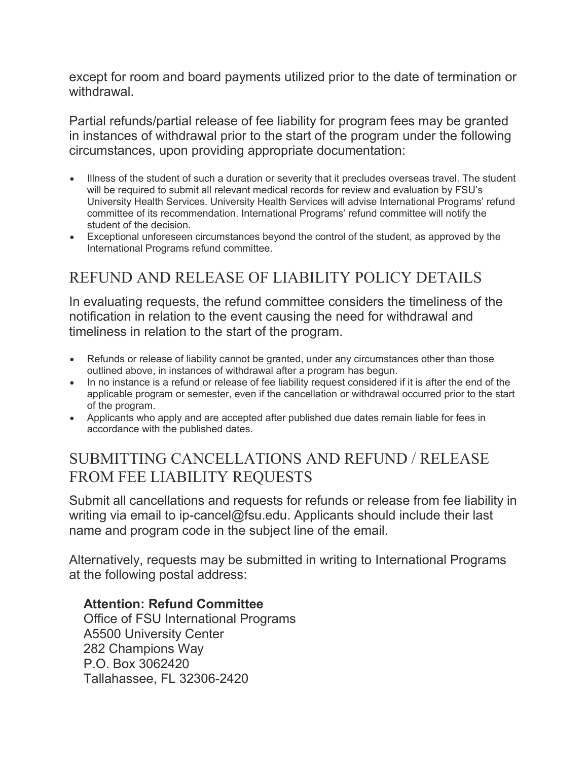except for room and board payments utilized prior to the date of termination or withdrawal.

Partial refunds/partial release of fee liability for program fees may be granted in instances of withdrawal prior to the start of the program under the following circumstances, upon providing appropriate documentation:

- Illness of the student of such a duration or severity that it precludes overseas travel. The student will be required to submit all relevant medical records for review and evaluation by FSU's University Health Services. University Health Services will advise International Programs' refund committee of its recommendation. International Programs' refund committee will notify the student of the decision.
- Exceptional unforeseen circumstances beyond the control of the student, as approved by the International Programs refund committee.

## REFUND AND RELEASE OF LIABILITY POLICY DETAILS

In evaluating requests, the refund committee considers the timeliness of the notification in relation to the event causing the need for withdrawal and timeliness in relation to the start of the program.

- Refunds or release of liability cannot be granted, under any circumstances other than those outlined above, in instances of withdrawal after a program has begun.
- In no instance is a refund or release of fee liability request considered if it is after the end of the applicable program or semester, even if the cancellation or withdrawal occurred prior to the start of the program.
- Applicants who apply and are accepted after published due dates remain liable for fees in accordance with the published dates.

## SUBMITTING CANCELLATIONS AND REFUND / RELEASE FROM FEE LIABILITY REQUESTS

Submit all cancellations and requests for refunds or release from fee liability in writing via email to ip-cancel@fsu.edu. Applicants should include their last name and program code in the subject line of the email.

Alternatively, requests may be submitted in writing to International Programs at the following postal address:

**Attention: Refund Committee**
Office of FSU International Programs
A5500 University Center
282 Champions Way
P.O. Box 3062420
Tallahassee, FL 32306-2420